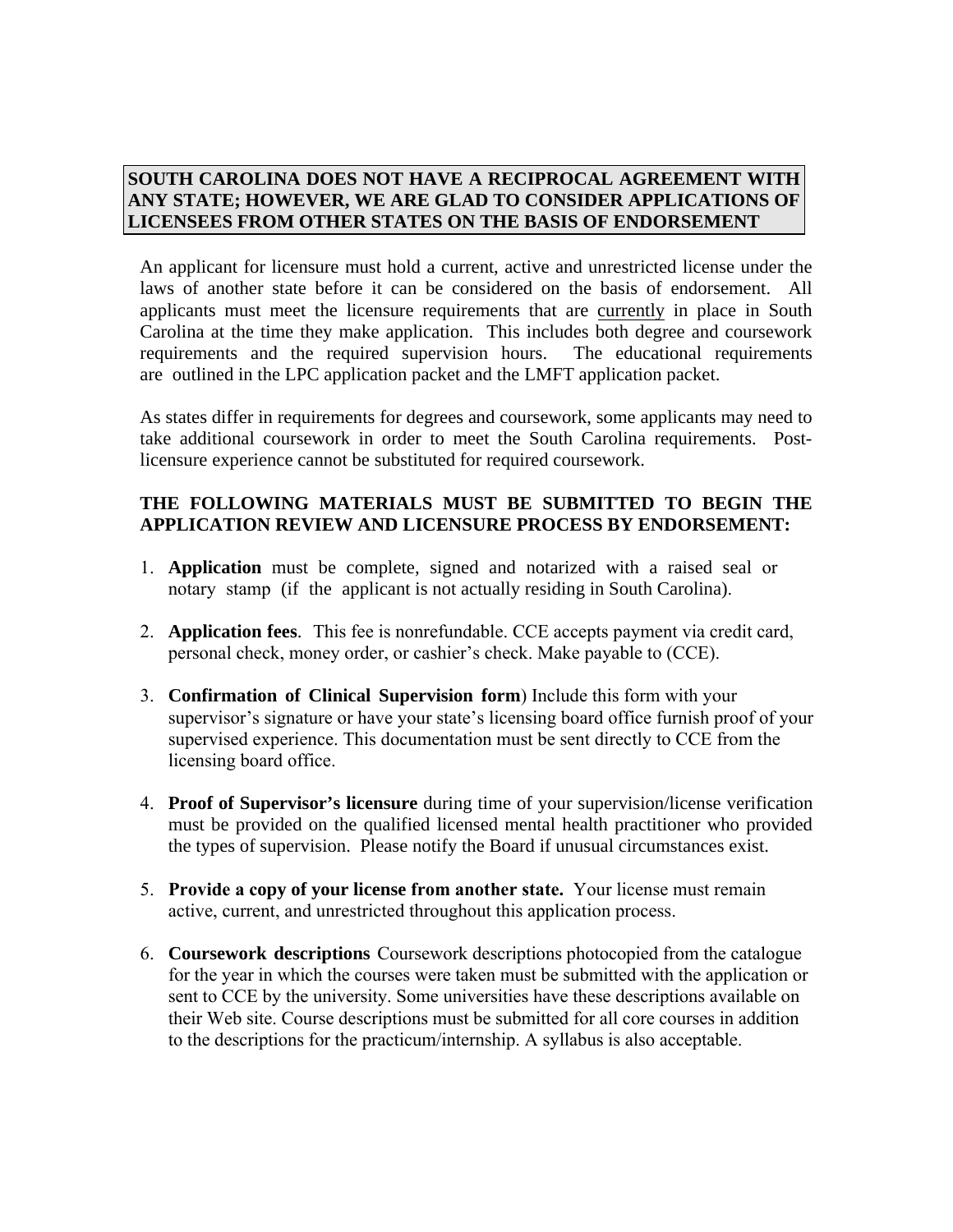**SOUTH CAROLINA DOES NOT HAVE A RECIPROCAL AGREEMENT WITH ANY STATE; HOWEVER, WE ARE GLAD TO CONSIDER APPLICATIONS OF LICENSEES FROM OTHER STATES ON THE BASIS OF ENDORSEMENT**

An applicant for licensure must hold a current, active and unrestricted license under the laws of another state before it can be considered on the basis of endorsement. All applicants must meet the licensure requirements that are <u>currently</u> in place in South Carolina at the time they make application. This includes both degree and coursework requirements and the required supervision hours. The educational requirements are outlined in the LPC application packet and the LMFT application packet.

As states differ in requirements for degrees and coursework, some applicants may need to take additional coursework in order to meet the South Carolina requirements. Post-licensure experience cannot be substituted for required coursework.

**THE FOLLOWING MATERIALS MUST BE SUBMITTED TO BEGIN THE APPLICATION REVIEW AND LICENSURE PROCESS BY ENDORSEMENT:**

1. **Application** must be complete, signed and notarized with a raised seal or notary stamp (if the applicant is not actually residing in South Carolina).

2. **Application fees**. This fee is nonrefundable. CCE accepts payment via credit card, personal check, money order, or cashier's check. Make payable to (CCE).

3. **Confirmation of Clinical Supervision form**) Include this form with your supervisor's signature or have your state's licensing board office furnish proof of your supervised experience. This documentation must be sent directly to CCE from the licensing board office.

4. **Proof of Supervisor's licensure** during time of your supervision/license verification must be provided on the qualified licensed mental health practitioner who provided the types of supervision. Please notify the Board if unusual circumstances exist.

5. **Provide a copy of your license from another state.** Your license must remain active, current, and unrestricted throughout this application process.

6. **Coursework descriptions** Coursework descriptions photocopied from the catalogue for the year in which the courses were taken must be submitted with the application or sent to CCE by the university. Some universities have these descriptions available on their Web site. Course descriptions must be submitted for all core courses in addition to the descriptions for the practicum/internship. A syllabus is also acceptable.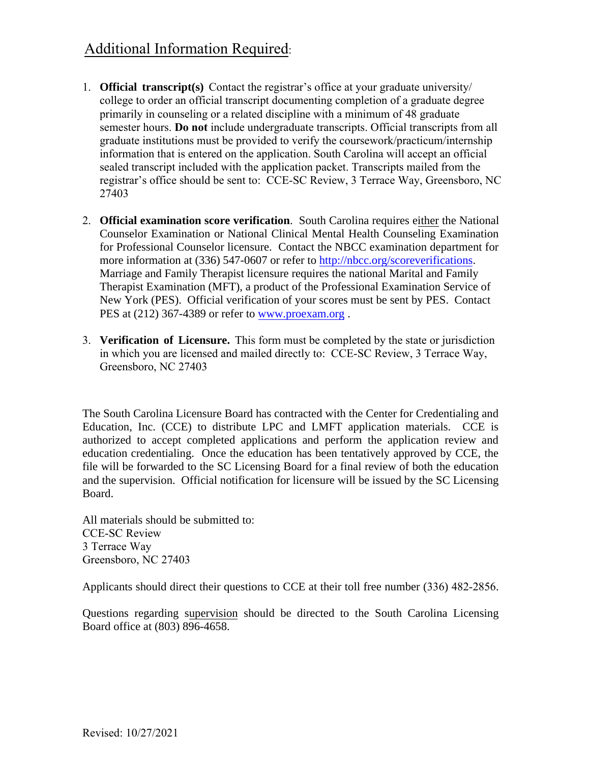# Additional Information Required:

1. **Official transcript(s)** Contact the registrar's office at your graduate university/ college to order an official transcript documenting completion of a graduate degree primarily in counseling or a related discipline with a minimum of 48 graduate semester hours. **Do not** include undergraduate transcripts. Official transcripts from all graduate institutions must be provided to verify the coursework/practicum/internship information that is entered on the application. South Carolina will accept an official sealed transcript included with the application packet. Transcripts mailed from the registrar's office should be sent to: CCE-SC Review, 3 Terrace Way, Greensboro, NC 27403

2. **Official examination score verification**. South Carolina requires either the National Counselor Examination or National Clinical Mental Health Counseling Examination for Professional Counselor licensure. Contact the NBCC examination department for more information at (336) 547-0607 or refer to http://nbcc.org/scoreverifications. Marriage and Family Therapist licensure requires the national Marital and Family Therapist Examination (MFT), a product of the Professional Examination Service of New York (PES). Official verification of your scores must be sent by PES. Contact PES at (212) 367-4389 or refer to www.proexam.org .

3. **Verification of Licensure.** This form must be completed by the state or jurisdiction in which you are licensed and mailed directly to: CCE-SC Review, 3 Terrace Way, Greensboro, NC 27403

The South Carolina Licensure Board has contracted with the Center for Credentialing and Education, Inc. (CCE) to distribute LPC and LMFT application materials. CCE is authorized to accept completed applications and perform the application review and education credentialing. Once the education has been tentatively approved by CCE, the file will be forwarded to the SC Licensing Board for a final review of both the education and the supervision. Official notification for licensure will be issued by the SC Licensing Board.

All materials should be submitted to:
CCE-SC Review
3 Terrace Way
Greensboro, NC 27403

Applicants should direct their questions to CCE at their toll free number (336) 482-2856.

Questions regarding supervision should be directed to the South Carolina Licensing Board office at (803) 896-4658.

Revised: 10/27/2021